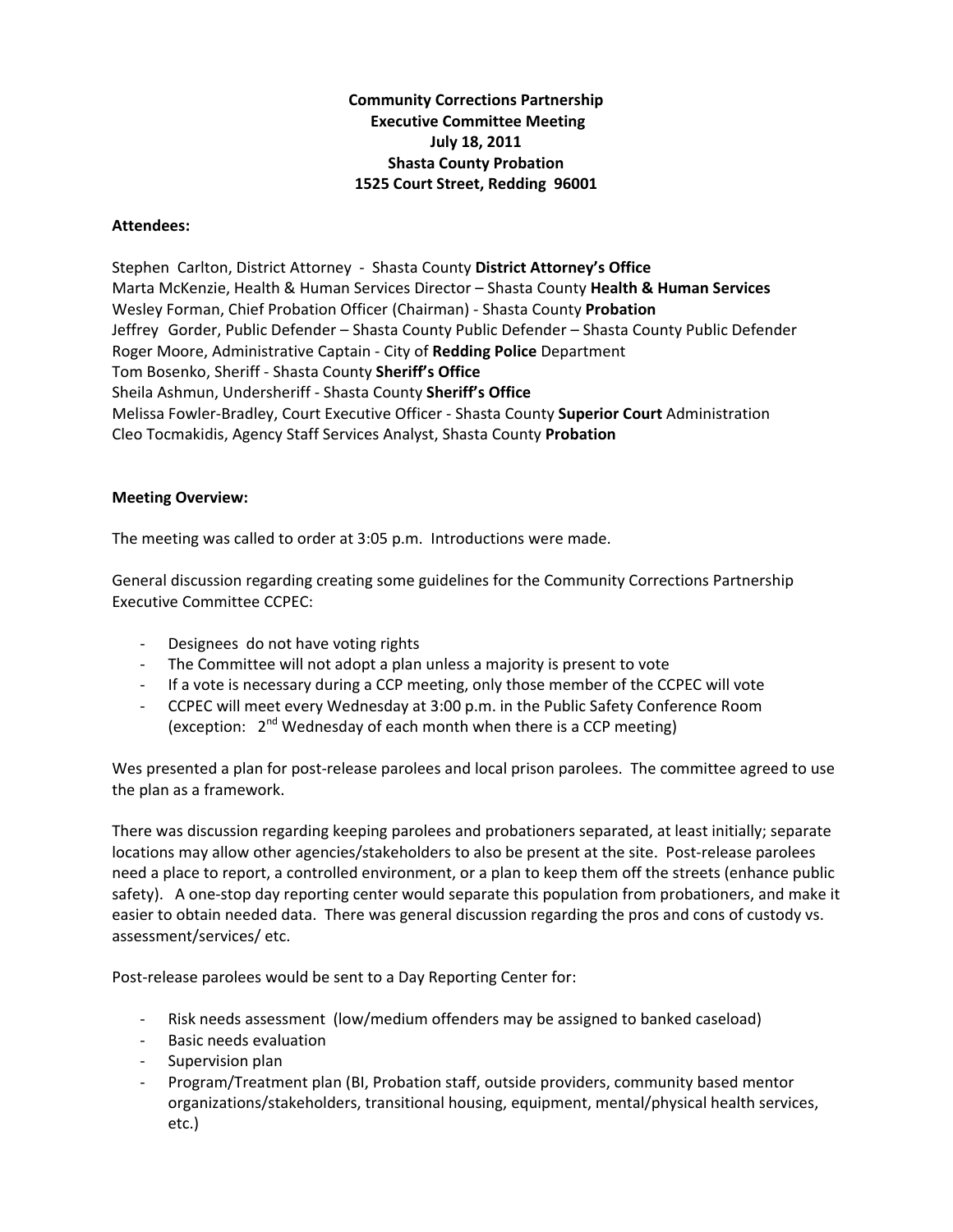**Community Corrections Partnership**
**Executive Committee Meeting**
**July 18, 2011**
**Shasta County Probation**
**1525 Court Street, Redding 96001**

**Attendees:**

Stephen Carlton, District Attorney - Shasta County **District Attorney's Office**
Marta McKenzie, Health & Human Services Director – Shasta County **Health & Human Services**
Wesley Forman, Chief Probation Officer (Chairman) - Shasta County **Probation**
Jeffrey Gorder, Public Defender – Shasta County Public Defender – Shasta County Public Defender
Roger Moore, Administrative Captain - City of **Redding Police** Department
Tom Bosenko, Sheriff - Shasta County **Sheriff's Office**
Sheila Ashmun, Undersheriff - Shasta County **Sheriff's Office**
Melissa Fowler-Bradley, Court Executive Officer - Shasta County **Superior Court** Administration
Cleo Tocmakidis, Agency Staff Services Analyst, Shasta County **Probation**

**Meeting Overview:**

The meeting was called to order at 3:05 p.m. Introductions were made.

General discussion regarding creating some guidelines for the Community Corrections Partnership Executive Committee CCPEC:

- Designees do not have voting rights
- The Committee will not adopt a plan unless a majority is present to vote
- If a vote is necessary during a CCP meeting, only those member of the CCPEC will vote
- CCPEC will meet every Wednesday at 3:00 p.m. in the Public Safety Conference Room (exception: 2nd Wednesday of each month when there is a CCP meeting)

Wes presented a plan for post-release parolees and local prison parolees. The committee agreed to use the plan as a framework.

There was discussion regarding keeping parolees and probationers separated, at least initially; separate locations may allow other agencies/stakeholders to also be present at the site. Post-release parolees need a place to report, a controlled environment, or a plan to keep them off the streets (enhance public safety). A one-stop day reporting center would separate this population from probationers, and make it easier to obtain needed data. There was general discussion regarding the pros and cons of custody vs. assessment/services/ etc.

Post-release parolees would be sent to a Day Reporting Center for:

- Risk needs assessment (low/medium offenders may be assigned to banked caseload)
- Basic needs evaluation
- Supervision plan
- Program/Treatment plan (BI, Probation staff, outside providers, community based mentor organizations/stakeholders, transitional housing, equipment, mental/physical health services, etc.)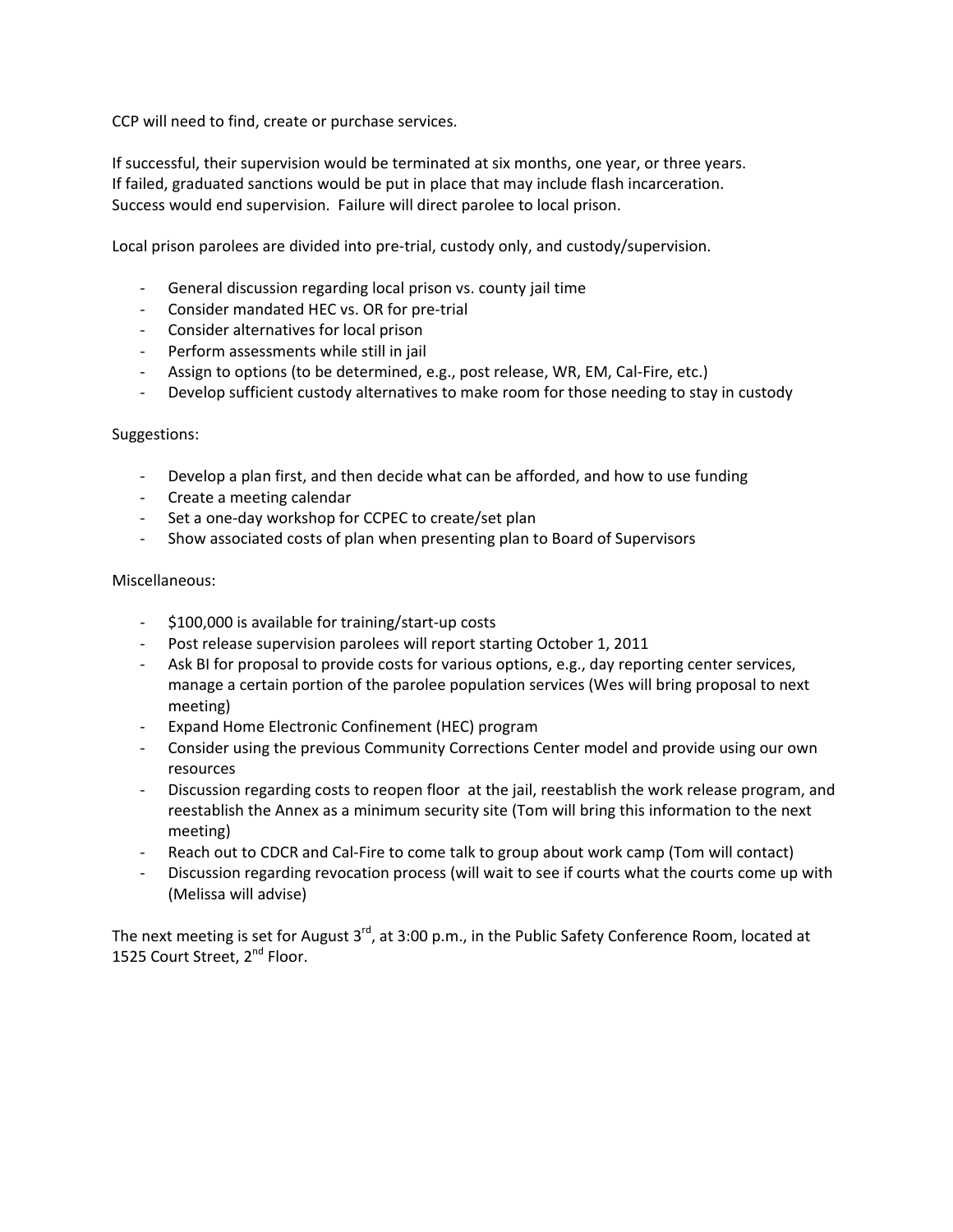CCP will need to find, create or purchase services.

If successful, their supervision would be terminated at six months, one year, or three years.
If failed, graduated sanctions would be put in place that may include flash incarceration.
Success would end supervision. Failure will direct parolee to local prison.

Local prison parolees are divided into pre-trial, custody only, and custody/supervision.

- General discussion regarding local prison vs. county jail time
- Consider mandated HEC vs. OR for pre-trial
- Consider alternatives for local prison
- Perform assessments while still in jail
- Assign to options (to be determined, e.g., post release, WR, EM, Cal-Fire, etc.)
- Develop sufficient custody alternatives to make room for those needing to stay in custody

Suggestions:

- Develop a plan first, and then decide what can be afforded, and how to use funding
- Create a meeting calendar
- Set a one-day workshop for CCPEC to create/set plan
- Show associated costs of plan when presenting plan to Board of Supervisors

Miscellaneous:

- $100,000 is available for training/start-up costs
- Post release supervision parolees will report starting October 1, 2011
- Ask BI for proposal to provide costs for various options, e.g., day reporting center services, manage a certain portion of the parolee population services (Wes will bring proposal to next meeting)
- Expand Home Electronic Confinement (HEC) program
- Consider using the previous Community Corrections Center model and provide using our own resources
- Discussion regarding costs to reopen floor at the jail, reestablish the work release program, and reestablish the Annex as a minimum security site (Tom will bring this information to the next meeting)
- Reach out to CDCR and Cal-Fire to come talk to group about work camp (Tom will contact)
- Discussion regarding revocation process (will wait to see if courts what the courts come up with (Melissa will advise)

The next meeting is set for August 3rd, at 3:00 p.m., in the Public Safety Conference Room, located at 1525 Court Street, 2nd Floor.